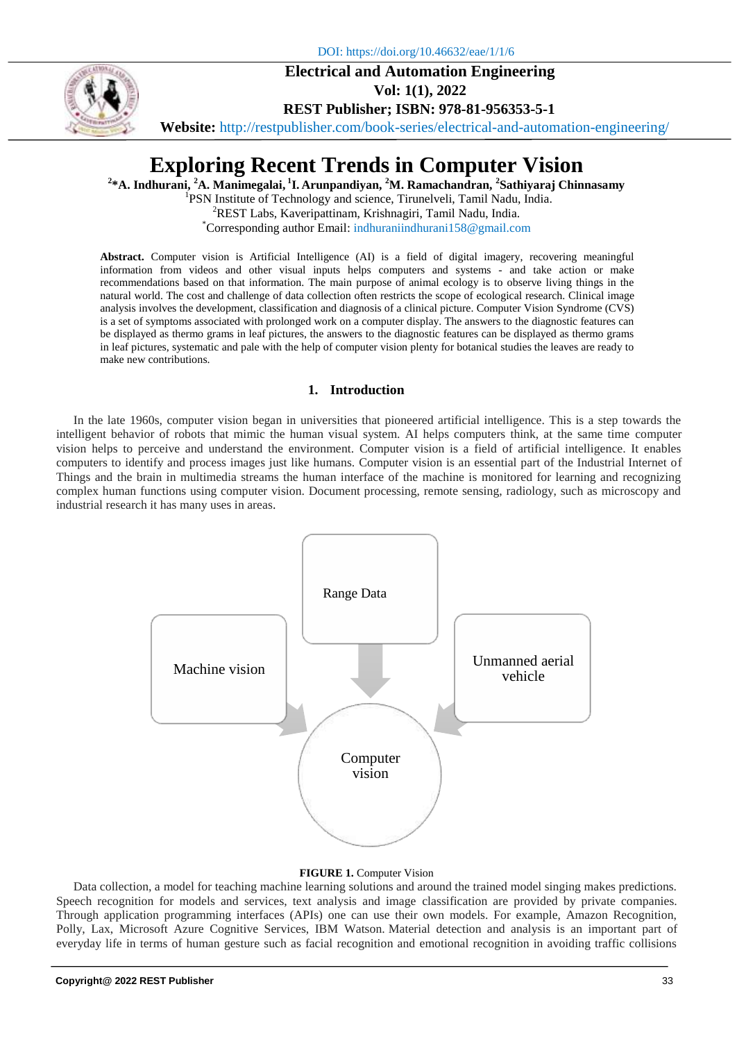DOI: https://doi.org/10.46632/eae/1/1/6

**Electrical and Automation Engineering**
**Vol: 1(1), 2022**
**REST Publisher; ISBN: 978-81-956353-5-1**
**Website:** http://restpublisher.com/book-series/electrical-and-automation-engineering/

# Exploring Recent Trends in Computer Vision

**[2]\*A. Indhurani, [2]A. Manimegalai, [1]I. Arunpandiyan, [2]M. Ramachandran, [2]Sathiyaraj Chinnasamy**

[1]PSN Institute of Technology and science, Tirunelveli, Tamil Nadu, India.
[2]REST Labs, Kaveripattinam, Krishnagiri, Tamil Nadu, India.
[*]Corresponding author Email: indhuraniindhurani158@gmail.com

**Abstract.** Computer vision is Artificial Intelligence (AI) is a field of digital imagery, recovering meaningful information from videos and other visual inputs helps computers and systems - and take action or make recommendations based on that information. The main purpose of animal ecology is to observe living things in the natural world. The cost and challenge of data collection often restricts the scope of ecological research. Clinical image analysis involves the development, classification and diagnosis of a clinical picture. Computer Vision Syndrome (CVS) is a set of symptoms associated with prolonged work on a computer display. The answers to the diagnostic features can be displayed as thermo grams in leaf pictures, the answers to the diagnostic features can be displayed as thermo grams in leaf pictures, systematic and pale with the help of computer vision plenty for botanical studies the leaves are ready to make new contributions.

## 1. Introduction

In the late 1960s, computer vision began in universities that pioneered artificial intelligence. This is a step towards the intelligent behavior of robots that mimic the human visual system. AI helps computers think, at the same time computer vision helps to perceive and understand the environment. Computer vision is a field of artificial intelligence. It enables computers to identify and process images just like humans. Computer vision is an essential part of the Industrial Internet of Things and the brain in multimedia streams the human interface of the machine is monitored for learning and recognizing complex human functions using computer vision. Document processing, remote sensing, radiology, such as microscopy and industrial research it has many uses in areas.

Range Data

Machine vision

Unmanned aerial vehicle

Computer vision

**FIGURE 1.** Computer Vision

Data collection, a model for teaching machine learning solutions and around the trained model singing makes predictions. Speech recognition for models and services, text analysis and image classification are provided by private companies. Through application programming interfaces (APIs) one can use their own models. For example, Amazon Recognition, Polly, Lax, Microsoft Azure Cognitive Services, IBM Watson. Material detection and analysis is an important part of everyday life in terms of human gesture such as facial recognition and emotional recognition in avoiding traffic collisions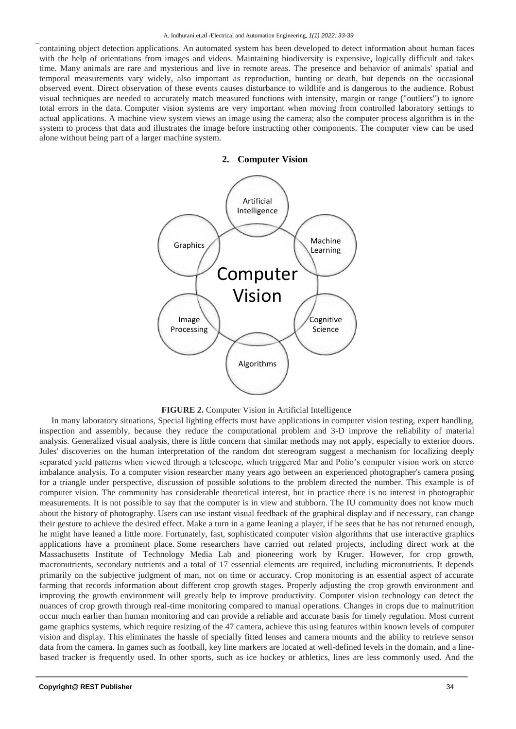containing object detection applications. An automated system has been developed to detect information about human faces with the help of orientations from images and videos. Maintaining biodiversity is expensive, logically difficult and takes time. Many animals are rare and mysterious and live in remote areas. The presence and behavior of animals' spatial and temporal measurements vary widely, also important as reproduction, hunting or death, but depends on the occasional observed event. Direct observation of these events causes disturbance to wildlife and is dangerous to the audience. Robust visual techniques are needed to accurately match measured functions with intensity, margin or range ("outliers") to ignore total errors in the data. Computer vision systems are very important when moving from controlled laboratory settings to actual applications. A machine view system views an image using the camera; also the computer process algorithm is in the system to process that data and illustrates the image before instructing other components. The computer view can be used alone without being part of a larger machine system.

## 2. Computer Vision

**FIGURE 2.** Computer Vision in Artificial Intelligence

In many laboratory situations, Special lighting effects must have applications in computer vision testing, expert handling, inspection and assembly, because they reduce the computational problem and 3-D improve the reliability of material analysis. Generalized visual analysis, there is little concern that similar methods may not apply, especially to exterior doors. Jules' discoveries on the human interpretation of the random dot stereogram suggest a mechanism for localizing deeply separated yield patterns when viewed through a telescope, which triggered Mar and Polio's computer vision work on stereo imbalance analysis. To a computer vision researcher many years ago between an experienced photographer's camera posing for a triangle under perspective, discussion of possible solutions to the problem directed the number. This example is of computer vision. The community has considerable theoretical interest, but in practice there is no interest in photographic measurements. It is not possible to say that the computer is in view and stubborn. The IU community does not know much about the history of photography. Users can use instant visual feedback of the graphical display and if necessary, can change their gesture to achieve the desired effect. Make a turn in a game leaning a player, if he sees that he has not returned enough, he might have leaned a little more. Fortunately, fast, sophisticated computer vision algorithms that use interactive graphics applications have a prominent place. Some researchers have carried out related projects, including direct work at the Massachusetts Institute of Technology Media Lab and pioneering work by Kruger. However, for crop growth, macronutrients, secondary nutrients and a total of 17 essential elements are required, including micronutrients. It depends primarily on the subjective judgment of man, not on time or accuracy. Crop monitoring is an essential aspect of accurate farming that records information about different crop growth stages. Properly adjusting the crop growth environment and improving the growth environment will greatly help to improve productivity. Computer vision technology can detect the nuances of crop growth through real-time monitoring compared to manual operations. Changes in crops due to malnutrition occur much earlier than human monitoring and can provide a reliable and accurate basis for timely regulation. Most current game graphics systems, which require resizing of the 47 camera, achieve this using features within known levels of computer vision and display. This eliminates the hassle of specially fitted lenses and camera mounts and the ability to retrieve sensor data from the camera. In games such as football, key line markers are located at well-defined levels in the domain, and a line-based tracker is frequently used. In other sports, such as ice hockey or athletics, lines are less commonly used. And the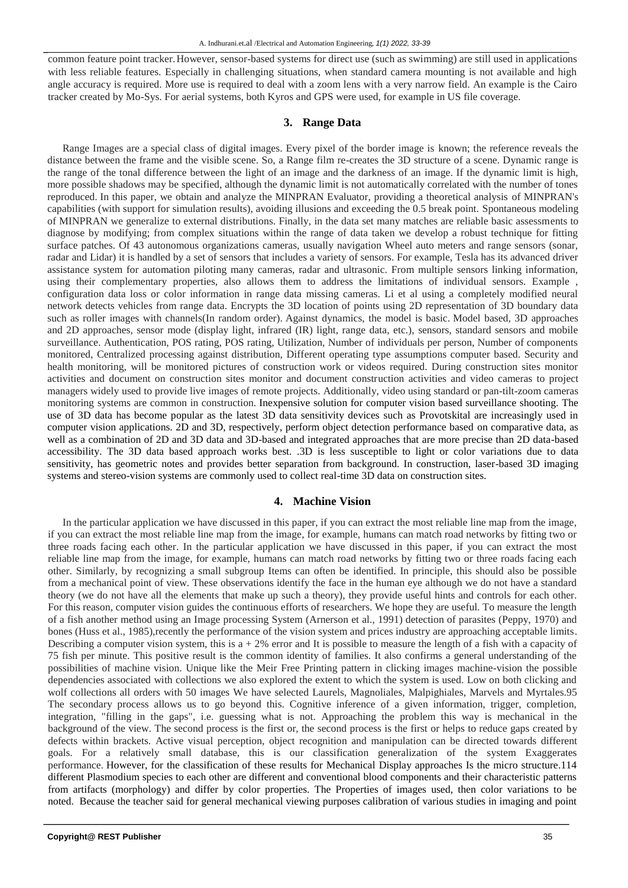common feature point tracker. However, sensor-based systems for direct use (such as swimming) are still used in applications with less reliable features. Especially in challenging situations, when standard camera mounting is not available and high angle accuracy is required. More use is required to deal with a zoom lens with a very narrow field. An example is the Cairo tracker created by Mo-Sys. For aerial systems, both Kyros and GPS were used, for example in US file coverage.

## 3. Range Data

Range Images are a special class of digital images. Every pixel of the border image is known; the reference reveals the distance between the frame and the visible scene. So, a Range film re-creates the 3D structure of a scene. Dynamic range is the range of the tonal difference between the light of an image and the darkness of an image. If the dynamic limit is high, more possible shadows may be specified, although the dynamic limit is not automatically correlated with the number of tones reproduced. In this paper, we obtain and analyze the MINPRAN Evaluator, providing a theoretical analysis of MINPRAN's capabilities (with support for simulation results), avoiding illusions and exceeding the 0.5 break point. Spontaneous modeling of MINPRAN we generalize to external distributions. Finally, in the data set many matches are reliable basic assessments to diagnose by modifying; from complex situations within the range of data taken we develop a robust technique for fitting surface patches. Of 43 autonomous organizations cameras, usually navigation Wheel auto meters and range sensors (sonar, radar and Lidar) it is handled by a set of sensors that includes a variety of sensors. For example, Tesla has its advanced driver assistance system for automation piloting many cameras, radar and ultrasonic. From multiple sensors linking information, using their complementary properties, also allows them to address the limitations of individual sensors. Example , configuration data loss or color information in range data missing cameras. Li et al using a completely modified neural network detects vehicles from range data. Encrypts the 3D location of points using 2D representation of 3D boundary data such as roller images with channels(In random order). Against dynamics, the model is basic. Model based, 3D approaches and 2D approaches, sensor mode (display light, infrared (IR) light, range data, etc.), sensors, standard sensors and mobile surveillance. Authentication, POS rating, POS rating, Utilization, Number of individuals per person, Number of components monitored, Centralized processing against distribution, Different operating type assumptions computer based. Security and health monitoring, will be monitored pictures of construction work or videos required. During construction sites monitor activities and document on construction sites monitor and document construction activities and video cameras to project managers widely used to provide live images of remote projects. Additionally, video using standard or pan-tilt-zoom cameras monitoring systems are common in construction. Inexpensive solution for computer vision based surveillance shooting. The use of 3D data has become popular as the latest 3D data sensitivity devices such as Provotskital are increasingly used in computer vision applications. 2D and 3D, respectively, perform object detection performance based on comparative data, as well as a combination of 2D and 3D data and 3D-based and integrated approaches that are more precise than 2D data-based accessibility. The 3D data based approach works best. .3D is less susceptible to light or color variations due to data sensitivity, has geometric notes and provides better separation from background. In construction, laser-based 3D imaging systems and stereo-vision systems are commonly used to collect real-time 3D data on construction sites.

## 4. Machine Vision

In the particular application we have discussed in this paper, if you can extract the most reliable line map from the image, if you can extract the most reliable line map from the image, for example, humans can match road networks by fitting two or three roads facing each other. In the particular application we have discussed in this paper, if you can extract the most reliable line map from the image, for example, humans can match road networks by fitting two or three roads facing each other. Similarly, by recognizing a small subgroup Items can often be identified. In principle, this should also be possible from a mechanical point of view. These observations identify the face in the human eye although we do not have a standard theory (we do not have all the elements that make up such a theory), they provide useful hints and controls for each other. For this reason, computer vision guides the continuous efforts of researchers. We hope they are useful. To measure the length of a fish another method using an Image processing System (Arnerson et al., 1991) detection of parasites (Peppy, 1970) and bones (Huss et al., 1985),recently the performance of the vision system and prices industry are approaching acceptable limits. Describing a computer vision system, this is a + 2% error and It is possible to measure the length of a fish with a capacity of 75 fish per minute. This positive result is the common identity of families. It also confirms a general understanding of the possibilities of machine vision. Unique like the Meir Free Printing pattern in clicking images machine-vision the possible dependencies associated with collections we also explored the extent to which the system is used. Low on both clicking and wolf collections all orders with 50 images We have selected Laurels, Magnoliales, Malpighiales, Marvels and Myrtales.95 The secondary process allows us to go beyond this. Cognitive inference of a given information, trigger, completion, integration, "filling in the gaps", i.e. guessing what is not. Approaching the problem this way is mechanical in the background of the view. The second process is the first or, the second process is the first or helps to reduce gaps created by defects within brackets. Active visual perception, object recognition and manipulation can be directed towards different goals. For a relatively small database, this is our classification generalization of the system Exaggerates performance. However, for the classification of these results for Mechanical Display approaches Is the micro structure.114 different Plasmodium species to each other are different and conventional blood components and their characteristic patterns from artifacts (morphology) and differ by color properties. The Properties of images used, then color variations to be noted. Because the teacher said for general mechanical viewing purposes calibration of various studies in imaging and point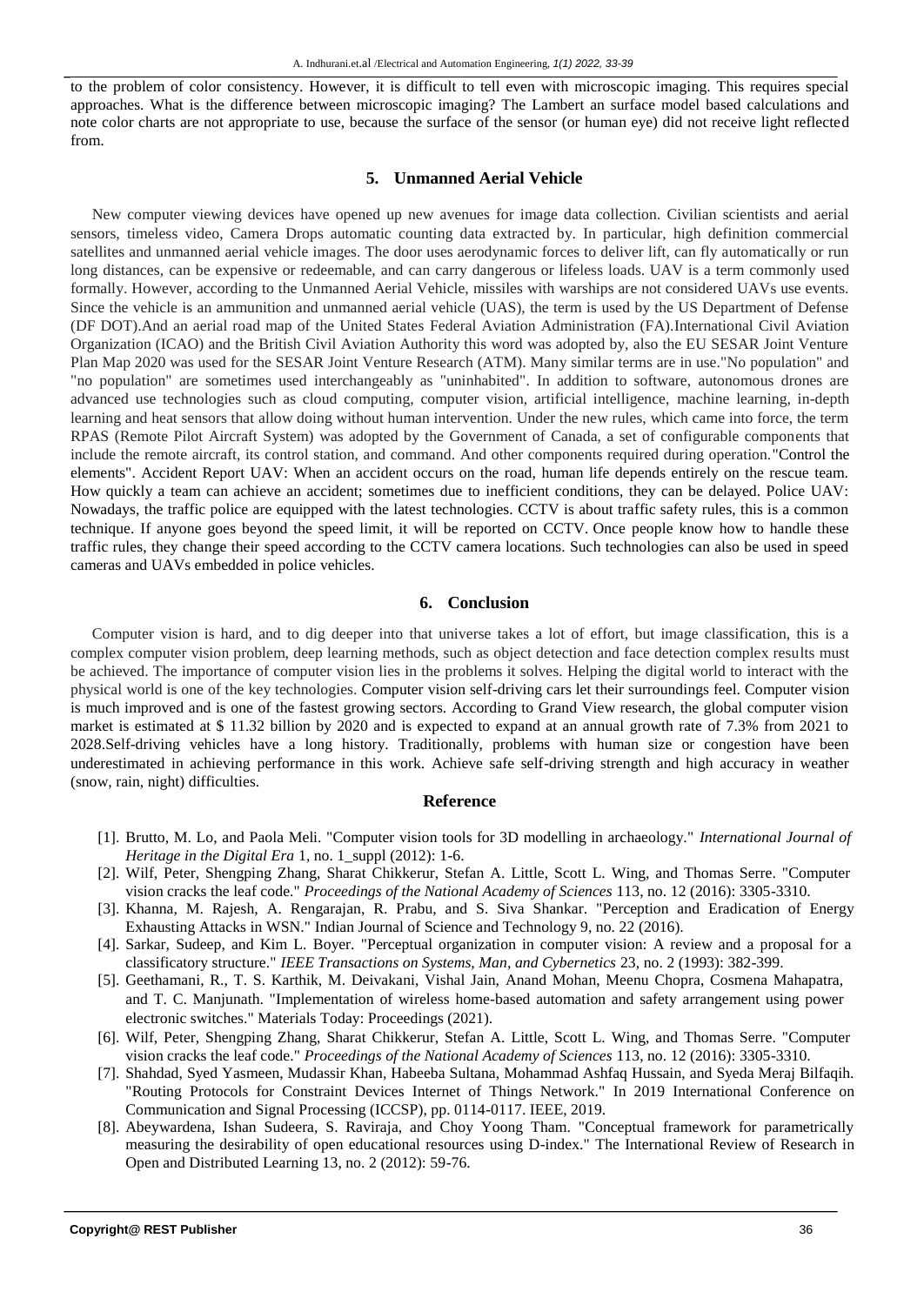to the problem of color consistency. However, it is difficult to tell even with microscopic imaging. This requires special approaches. What is the difference between microscopic imaging? The Lambert an surface model based calculations and note color charts are not appropriate to use, because the surface of the sensor (or human eye) did not receive light reflected from.

## 5. Unmanned Aerial Vehicle

New computer viewing devices have opened up new avenues for image data collection. Civilian scientists and aerial sensors, timeless video, Camera Drops automatic counting data extracted by. In particular, high definition commercial satellites and unmanned aerial vehicle images. The door uses aerodynamic forces to deliver lift, can fly automatically or run long distances, can be expensive or redeemable, and can carry dangerous or lifeless loads. UAV is a term commonly used formally. However, according to the Unmanned Aerial Vehicle, missiles with warships are not considered UAVs use events. Since the vehicle is an ammunition and unmanned aerial vehicle (UAS), the term is used by the US Department of Defense (DF DOT).And an aerial road map of the United States Federal Aviation Administration (FA).International Civil Aviation Organization (ICAO) and the British Civil Aviation Authority this word was adopted by, also the EU SESAR Joint Venture Plan Map 2020 was used for the SESAR Joint Venture Research (ATM). Many similar terms are in use."No population" and "no population" are sometimes used interchangeably as "uninhabited". In addition to software, autonomous drones are advanced use technologies such as cloud computing, computer vision, artificial intelligence, machine learning, in-depth learning and heat sensors that allow doing without human intervention. Under the new rules, which came into force, the term RPAS (Remote Pilot Aircraft System) was adopted by the Government of Canada, a set of configurable components that include the remote aircraft, its control station, and command. And other components required during operation."Control the elements". Accident Report UAV: When an accident occurs on the road, human life depends entirely on the rescue team. How quickly a team can achieve an accident; sometimes due to inefficient conditions, they can be delayed. Police UAV: Nowadays, the traffic police are equipped with the latest technologies. CCTV is about traffic safety rules, this is a common technique. If anyone goes beyond the speed limit, it will be reported on CCTV. Once people know how to handle these traffic rules, they change their speed according to the CCTV camera locations. Such technologies can also be used in speed cameras and UAVs embedded in police vehicles.

## 6. Conclusion

Computer vision is hard, and to dig deeper into that universe takes a lot of effort, but image classification, this is a complex computer vision problem, deep learning methods, such as object detection and face detection complex results must be achieved. The importance of computer vision lies in the problems it solves. Helping the digital world to interact with the physical world is one of the key technologies. Computer vision self-driving cars let their surroundings feel. Computer vision is much improved and is one of the fastest growing sectors. According to Grand View research, the global computer vision market is estimated at $ 11.32 billion by 2020 and is expected to expand at an annual growth rate of 7.3% from 2021 to 2028.Self-driving vehicles have a long history. Traditionally, problems with human size or congestion have been underestimated in achieving performance in this work. Achieve safe self-driving strength and high accuracy in weather (snow, rain, night) difficulties.

## Reference

[1]. Brutto, M. Lo, and Paola Meli. "Computer vision tools for 3D modelling in archaeology." *International Journal of Heritage in the Digital Era* 1, no. 1_suppl (2012): 1-6.

[2]. Wilf, Peter, Shengping Zhang, Sharat Chikkerur, Stefan A. Little, Scott L. Wing, and Thomas Serre. "Computer vision cracks the leaf code." *Proceedings of the National Academy of Sciences* 113, no. 12 (2016): 3305-3310.

[3]. Khanna, M. Rajesh, A. Rengarajan, R. Prabu, and S. Siva Shankar. "Perception and Eradication of Energy Exhausting Attacks in WSN." Indian Journal of Science and Technology 9, no. 22 (2016).

[4]. Sarkar, Sudeep, and Kim L. Boyer. "Perceptual organization in computer vision: A review and a proposal for a classificatory structure." *IEEE Transactions on Systems, Man, and Cybernetics* 23, no. 2 (1993): 382-399.

[5]. Geethamani, R., T. S. Karthik, M. Deivakani, Vishal Jain, Anand Mohan, Meenu Chopra, Cosmena Mahapatra, and T. C. Manjunath. "Implementation of wireless home-based automation and safety arrangement using power electronic switches." Materials Today: Proceedings (2021).

[6]. Wilf, Peter, Shengping Zhang, Sharat Chikkerur, Stefan A. Little, Scott L. Wing, and Thomas Serre. "Computer vision cracks the leaf code." *Proceedings of the National Academy of Sciences* 113, no. 12 (2016): 3305-3310.

[7]. Shahdad, Syed Yasmeen, Mudassir Khan, Habeeba Sultana, Mohammad Ashfaq Hussain, and Syeda Meraj Bilfaqih. "Routing Protocols for Constraint Devices Internet of Things Network." In 2019 International Conference on Communication and Signal Processing (ICCSP), pp. 0114-0117. IEEE, 2019.

[8]. Abeywardena, Ishan Sudeera, S. Raviraja, and Choy Yoong Tham. "Conceptual framework for parametrically measuring the desirability of open educational resources using D-index." The International Review of Research in Open and Distributed Learning 13, no. 2 (2012): 59-76.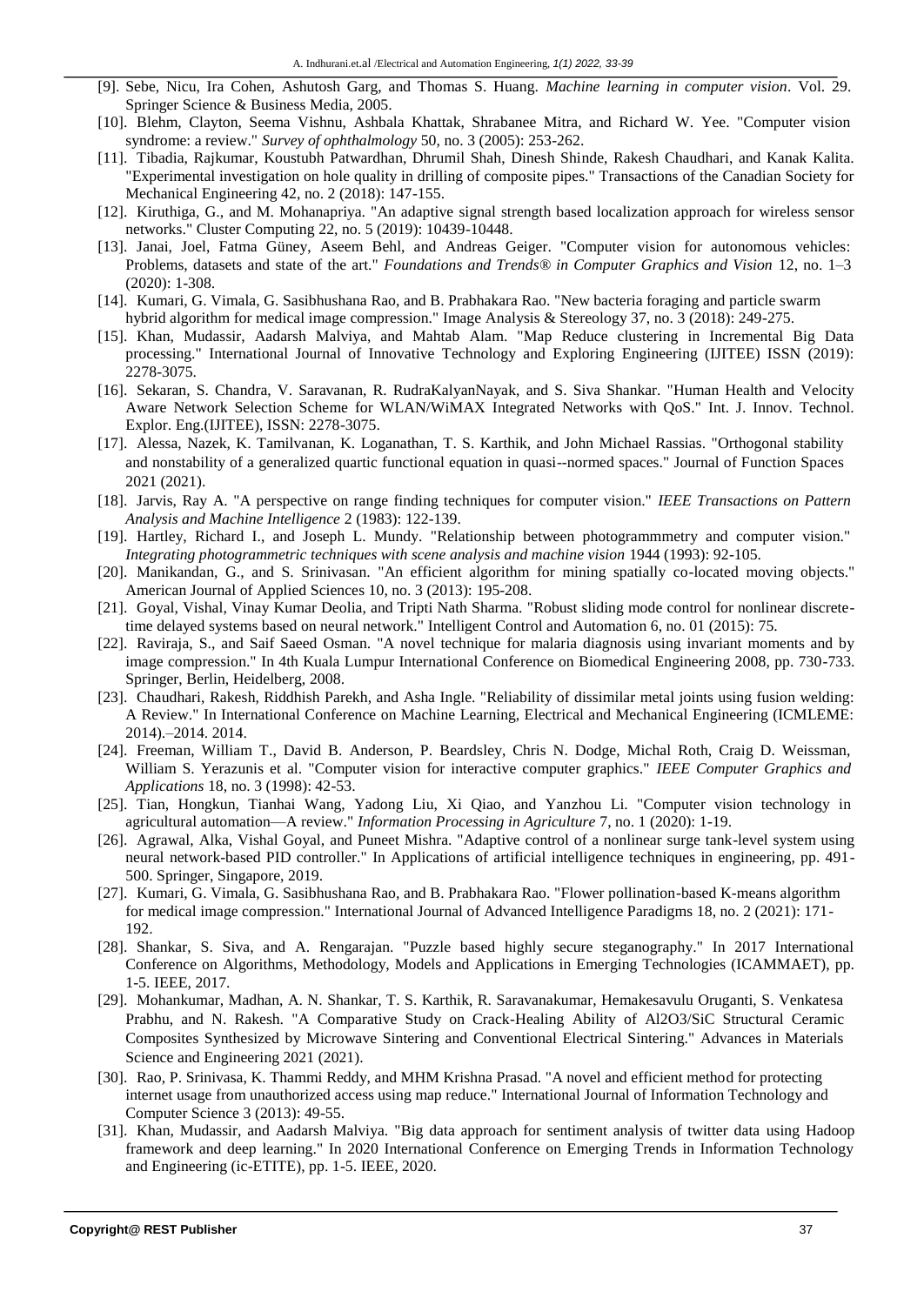[9]. Sebe, Nicu, Ira Cohen, Ashutosh Garg, and Thomas S. Huang. *Machine learning in computer vision*. Vol. 29. Springer Science & Business Media, 2005.

[10]. Blehm, Clayton, Seema Vishnu, Ashbala Khattak, Shrabanee Mitra, and Richard W. Yee. "Computer vision syndrome: a review." *Survey of ophthalmology* 50, no. 3 (2005): 253-262.

[11]. Tibadia, Rajkumar, Koustubh Patwardhan, Dhrumil Shah, Dinesh Shinde, Rakesh Chaudhari, and Kanak Kalita. "Experimental investigation on hole quality in drilling of composite pipes." Transactions of the Canadian Society for Mechanical Engineering 42, no. 2 (2018): 147-155.

[12]. Kiruthiga, G., and M. Mohanapriya. "An adaptive signal strength based localization approach for wireless sensor networks." Cluster Computing 22, no. 5 (2019): 10439-10448.

[13]. Janai, Joel, Fatma Güney, Aseem Behl, and Andreas Geiger. "Computer vision for autonomous vehicles: Problems, datasets and state of the art." *Foundations and Trends® in Computer Graphics and Vision* 12, no. 1–3 (2020): 1-308.

[14]. Kumari, G. Vimala, G. Sasibhushana Rao, and B. Prabhakara Rao. "New bacteria foraging and particle swarm hybrid algorithm for medical image compression." Image Analysis & Stereology 37, no. 3 (2018): 249-275.

[15]. Khan, Mudassir, Aadarsh Malviya, and Mahtab Alam. "Map Reduce clustering in Incremental Big Data processing." International Journal of Innovative Technology and Exploring Engineering (IJITEE) ISSN (2019): 2278-3075.

[16]. Sekaran, S. Chandra, V. Saravanan, R. RudraKalyanNayak, and S. Siva Shankar. "Human Health and Velocity Aware Network Selection Scheme for WLAN/WiMAX Integrated Networks with QoS." Int. J. Innov. Technol. Explor. Eng.(IJITEE), ISSN: 2278-3075.

[17]. Alessa, Nazek, K. Tamilvanan, K. Loganathan, T. S. Karthik, and John Michael Rassias. "Orthogonal stability and nonstability of a generalized quartic functional equation in quasi--normed spaces." Journal of Function Spaces 2021 (2021).

[18]. Jarvis, Ray A. "A perspective on range finding techniques for computer vision." *IEEE Transactions on Pattern Analysis and Machine Intelligence* 2 (1983): 122-139.

[19]. Hartley, Richard I., and Joseph L. Mundy. "Relationship between photogrammmetry and computer vision." *Integrating photogrammetric techniques with scene analysis and machine vision* 1944 (1993): 92-105.

[20]. Manikandan, G., and S. Srinivasan. "An efficient algorithm for mining spatially co-located moving objects." American Journal of Applied Sciences 10, no. 3 (2013): 195-208.

[21]. Goyal, Vishal, Vinay Kumar Deolia, and Tripti Nath Sharma. "Robust sliding mode control for nonlinear discrete-time delayed systems based on neural network." Intelligent Control and Automation 6, no. 01 (2015): 75.

[22]. Raviraja, S., and Saif Saeed Osman. "A novel technique for malaria diagnosis using invariant moments and by image compression." In 4th Kuala Lumpur International Conference on Biomedical Engineering 2008, pp. 730-733. Springer, Berlin, Heidelberg, 2008.

[23]. Chaudhari, Rakesh, Riddhish Parekh, and Asha Ingle. "Reliability of dissimilar metal joints using fusion welding: A Review." In International Conference on Machine Learning, Electrical and Mechanical Engineering (ICMLEME: 2014).–2014. 2014.

[24]. Freeman, William T., David B. Anderson, P. Beardsley, Chris N. Dodge, Michal Roth, Craig D. Weissman, William S. Yerazunis et al. "Computer vision for interactive computer graphics." *IEEE Computer Graphics and Applications* 18, no. 3 (1998): 42-53.

[25]. Tian, Hongkun, Tianhai Wang, Yadong Liu, Xi Qiao, and Yanzhou Li. "Computer vision technology in agricultural automation—A review." *Information Processing in Agriculture* 7, no. 1 (2020): 1-19.

[26]. Agrawal, Alka, Vishal Goyal, and Puneet Mishra. "Adaptive control of a nonlinear surge tank-level system using neural network-based PID controller." In Applications of artificial intelligence techniques in engineering, pp. 491-500. Springer, Singapore, 2019.

[27]. Kumari, G. Vimala, G. Sasibhushana Rao, and B. Prabhakara Rao. "Flower pollination-based K-means algorithm for medical image compression." International Journal of Advanced Intelligence Paradigms 18, no. 2 (2021): 171-192.

[28]. Shankar, S. Siva, and A. Rengarajan. "Puzzle based highly secure steganography." In 2017 International Conference on Algorithms, Methodology, Models and Applications in Emerging Technologies (ICAMMAET), pp. 1-5. IEEE, 2017.

[29]. Mohankumar, Madhan, A. N. Shankar, T. S. Karthik, R. Saravanakumar, Hemakesavulu Oruganti, S. Venkatesa Prabhu, and N. Rakesh. "A Comparative Study on Crack-Healing Ability of Al2O3/SiC Structural Ceramic Composites Synthesized by Microwave Sintering and Conventional Electrical Sintering." Advances in Materials Science and Engineering 2021 (2021).

[30]. Rao, P. Srinivasa, K. Thammi Reddy, and MHM Krishna Prasad. "A novel and efficient method for protecting internet usage from unauthorized access using map reduce." International Journal of Information Technology and Computer Science 3 (2013): 49-55.

[31]. Khan, Mudassir, and Aadarsh Malviya. "Big data approach for sentiment analysis of twitter data using Hadoop framework and deep learning." In 2020 International Conference on Emerging Trends in Information Technology and Engineering (ic-ETITE), pp. 1-5. IEEE, 2020.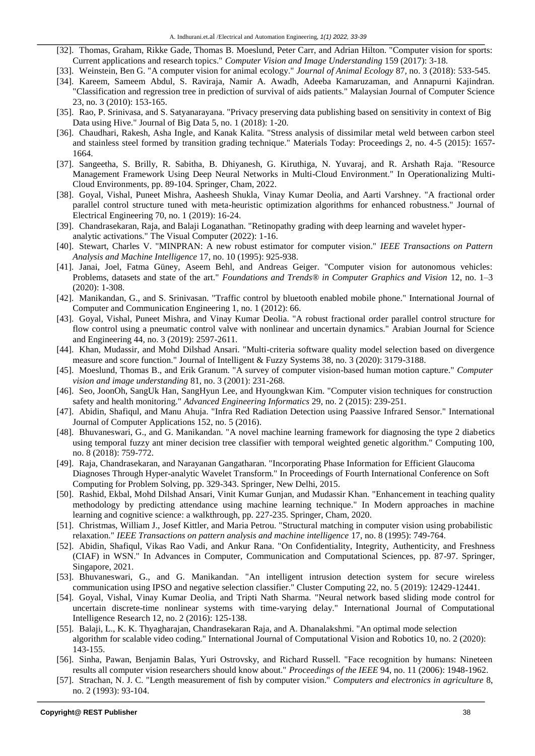[32]. Thomas, Graham, Rikke Gade, Thomas B. Moeslund, Peter Carr, and Adrian Hilton. "Computer vision for sports: Current applications and research topics." *Computer Vision and Image Understanding* 159 (2017): 3-18.

[33]. Weinstein, Ben G. "A computer vision for animal ecology." *Journal of Animal Ecology* 87, no. 3 (2018): 533-545.

[34]. Kareem, Sameem Abdul, S. Raviraja, Namir A. Awadh, Adeeba Kamaruzaman, and Annapurni Kajindran. "Classification and regression tree in prediction of survival of aids patients." Malaysian Journal of Computer Science 23, no. 3 (2010): 153-165.

[35]. Rao, P. Srinivasa, and S. Satyanarayana. "Privacy preserving data publishing based on sensitivity in context of Big Data using Hive." Journal of Big Data 5, no. 1 (2018): 1-20.

[36]. Chaudhari, Rakesh, Asha Ingle, and Kanak Kalita. "Stress analysis of dissimilar metal weld between carbon steel and stainless steel formed by transition grading technique." Materials Today: Proceedings 2, no. 4-5 (2015): 1657-1664.

[37]. Sangeetha, S. Brilly, R. Sabitha, B. Dhiyanesh, G. Kiruthiga, N. Yuvaraj, and R. Arshath Raja. "Resource Management Framework Using Deep Neural Networks in Multi-Cloud Environment." In Operationalizing Multi-Cloud Environments, pp. 89-104. Springer, Cham, 2022.

[38]. Goyal, Vishal, Puneet Mishra, Aasheesh Shukla, Vinay Kumar Deolia, and Aarti Varshney. "A fractional order parallel control structure tuned with meta-heuristic optimization algorithms for enhanced robustness." Journal of Electrical Engineering 70, no. 1 (2019): 16-24.

[39]. Chandrasekaran, Raja, and Balaji Loganathan. "Retinopathy grading with deep learning and wavelet hyper-analytic activations." The Visual Computer (2022): 1-16.

[40]. Stewart, Charles V. "MINPRAN: A new robust estimator for computer vision." *IEEE Transactions on Pattern Analysis and Machine Intelligence* 17, no. 10 (1995): 925-938.

[41]. Janai, Joel, Fatma Güney, Aseem Behl, and Andreas Geiger. "Computer vision for autonomous vehicles: Problems, datasets and state of the art." *Foundations and Trends® in Computer Graphics and Vision* 12, no. 1–3 (2020): 1-308.

[42]. Manikandan, G., and S. Srinivasan. "Traffic control by bluetooth enabled mobile phone." International Journal of Computer and Communication Engineering 1, no. 1 (2012): 66.

[43]. Goyal, Vishal, Puneet Mishra, and Vinay Kumar Deolia. "A robust fractional order parallel control structure for flow control using a pneumatic control valve with nonlinear and uncertain dynamics." Arabian Journal for Science and Engineering 44, no. 3 (2019): 2597-2611.

[44]. Khan, Mudassir, and Mohd Dilshad Ansari. "Multi-criteria software quality model selection based on divergence measure and score function." Journal of Intelligent & Fuzzy Systems 38, no. 3 (2020): 3179-3188.

[45]. Moeslund, Thomas B., and Erik Granum. "A survey of computer vision-based human motion capture." *Computer vision and image understanding* 81, no. 3 (2001): 231-268.

[46]. Seo, JoonOh, SangUk Han, SangHyun Lee, and Hyoungkwan Kim. "Computer vision techniques for construction safety and health monitoring." *Advanced Engineering Informatics* 29, no. 2 (2015): 239-251.

[47]. Abidin, Shafiqul, and Manu Ahuja. "Infra Red Radiation Detection using Paassive Infrared Sensor." International Journal of Computer Applications 152, no. 5 (2016).

[48]. Bhuvaneswari, G., and G. Manikandan. "A novel machine learning framework for diagnosing the type 2 diabetics using temporal fuzzy ant miner decision tree classifier with temporal weighted genetic algorithm." Computing 100, no. 8 (2018): 759-772.

[49]. Raja, Chandrasekaran, and Narayanan Gangatharan. "Incorporating Phase Information for Efficient Glaucoma Diagnoses Through Hyper-analytic Wavelet Transform." In Proceedings of Fourth International Conference on Soft Computing for Problem Solving, pp. 329-343. Springer, New Delhi, 2015.

[50]. Rashid, Ekbal, Mohd Dilshad Ansari, Vinit Kumar Gunjan, and Mudassir Khan. "Enhancement in teaching quality methodology by predicting attendance using machine learning technique." In Modern approaches in machine learning and cognitive science: a walkthrough, pp. 227-235. Springer, Cham, 2020.

[51]. Christmas, William J., Josef Kittler, and Maria Petrou. "Structural matching in computer vision using probabilistic relaxation." *IEEE Transactions on pattern analysis and machine intelligence* 17, no. 8 (1995): 749-764.

[52]. Abidin, Shafiqul, Vikas Rao Vadi, and Ankur Rana. "On Confidentiality, Integrity, Authenticity, and Freshness (CIAF) in WSN." In Advances in Computer, Communication and Computational Sciences, pp. 87-97. Springer, Singapore, 2021.

[53]. Bhuvaneswari, G., and G. Manikandan. "An intelligent intrusion detection system for secure wireless communication using IPSO and negative selection classifier." Cluster Computing 22, no. 5 (2019): 12429-12441.

[54]. Goyal, Vishal, Vinay Kumar Deolia, and Tripti Nath Sharma. "Neural network based sliding mode control for uncertain discrete-time nonlinear systems with time-varying delay." International Journal of Computational Intelligence Research 12, no. 2 (2016): 125-138.

[55]. Balaji, L., K. K. Thyagharajan, Chandrasekaran Raja, and A. Dhanalakshmi. "An optimal mode selection algorithm for scalable video coding." International Journal of Computational Vision and Robotics 10, no. 2 (2020): 143-155.

[56]. Sinha, Pawan, Benjamin Balas, Yuri Ostrovsky, and Richard Russell. "Face recognition by humans: Nineteen results all computer vision researchers should know about." *Proceedings of the IEEE* 94, no. 11 (2006): 1948-1962.

[57]. Strachan, N. J. C. "Length measurement of fish by computer vision." *Computers and electronics in agriculture* 8, no. 2 (1993): 93-104.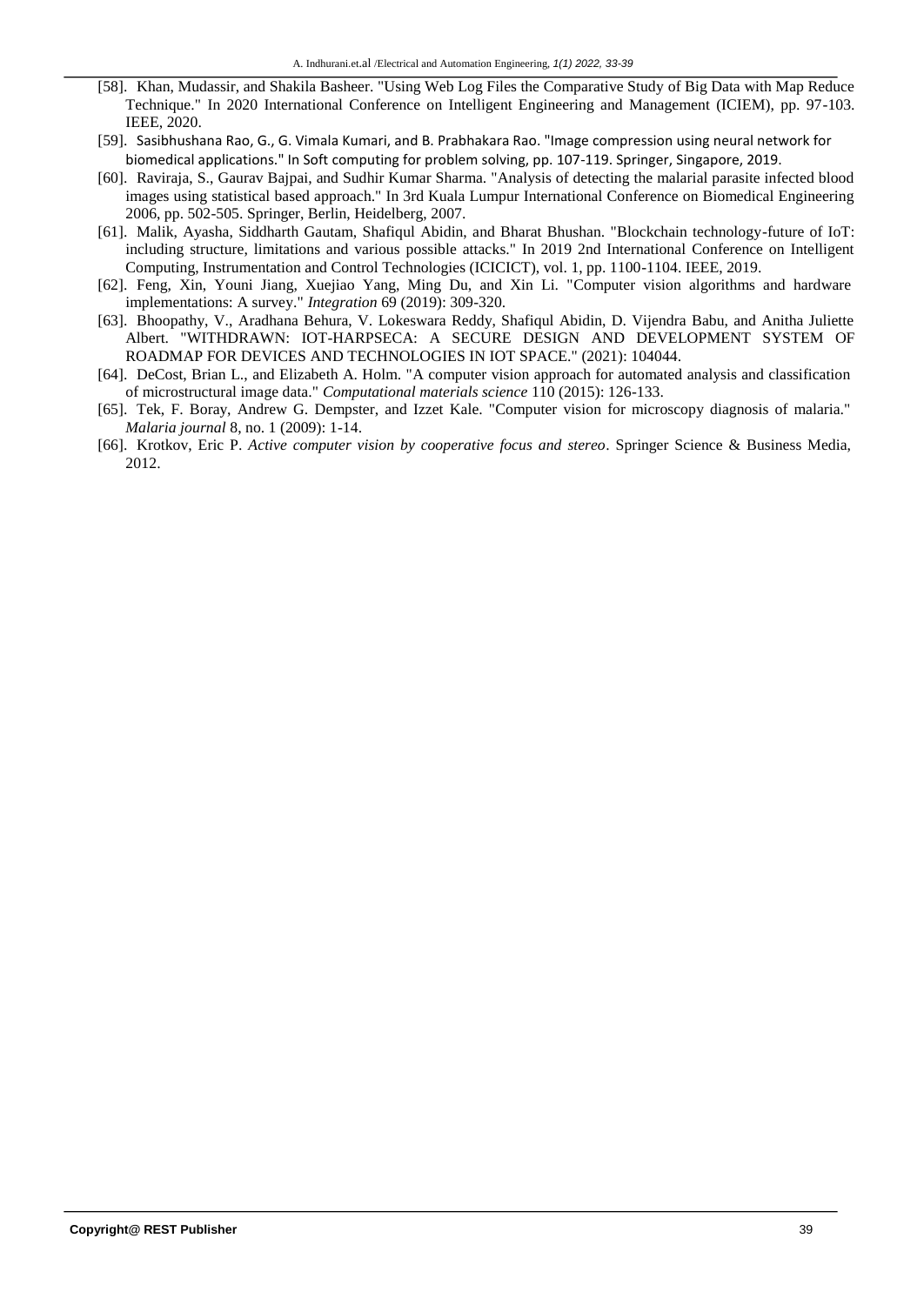[58]. Khan, Mudassir, and Shakila Basheer. "Using Web Log Files the Comparative Study of Big Data with Map Reduce Technique." In 2020 International Conference on Intelligent Engineering and Management (ICIEM), pp. 97-103. IEEE, 2020.

[59]. Sasibhushana Rao, G., G. Vimala Kumari, and B. Prabhakara Rao. "Image compression using neural network for biomedical applications." In Soft computing for problem solving, pp. 107-119. Springer, Singapore, 2019.

[60]. Raviraja, S., Gaurav Bajpai, and Sudhir Kumar Sharma. "Analysis of detecting the malarial parasite infected blood images using statistical based approach." In 3rd Kuala Lumpur International Conference on Biomedical Engineering 2006, pp. 502-505. Springer, Berlin, Heidelberg, 2007.

[61]. Malik, Ayasha, Siddharth Gautam, Shafiqul Abidin, and Bharat Bhushan. "Blockchain technology-future of IoT: including structure, limitations and various possible attacks." In 2019 2nd International Conference on Intelligent Computing, Instrumentation and Control Technologies (ICICICT), vol. 1, pp. 1100-1104. IEEE, 2019.

[62]. Feng, Xin, Youni Jiang, Xuejiao Yang, Ming Du, and Xin Li. "Computer vision algorithms and hardware implementations: A survey." *Integration* 69 (2019): 309-320.

[63]. Bhoopathy, V., Aradhana Behura, V. Lokeswara Reddy, Shafiqul Abidin, D. Vijendra Babu, and Anitha Juliette Albert. "WITHDRAWN: IOT-HARPSECA: A SECURE DESIGN AND DEVELOPMENT SYSTEM OF ROADMAP FOR DEVICES AND TECHNOLOGIES IN IOT SPACE." (2021): 104044.

[64]. DeCost, Brian L., and Elizabeth A. Holm. "A computer vision approach for automated analysis and classification of microstructural image data." *Computational materials science* 110 (2015): 126-133.

[65]. Tek, F. Boray, Andrew G. Dempster, and Izzet Kale. "Computer vision for microscopy diagnosis of malaria." *Malaria journal* 8, no. 1 (2009): 1-14.

[66]. Krotkov, Eric P. *Active computer vision by cooperative focus and stereo*. Springer Science & Business Media, 2012.